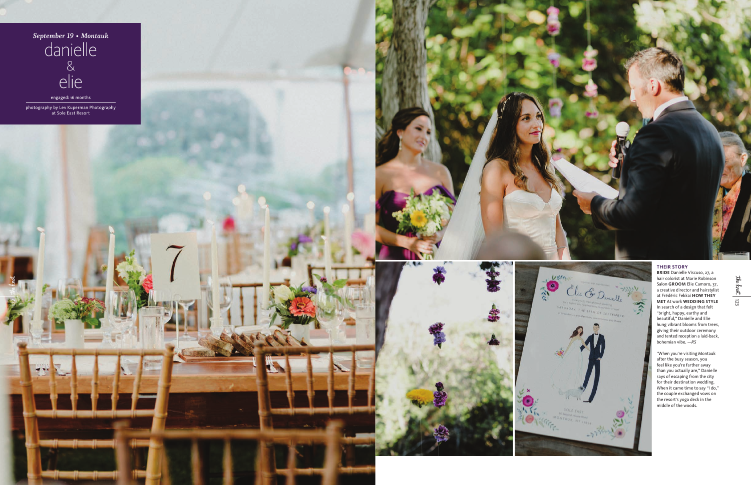*September 19 • Montauk*

# danielle & elie

engaged: 16 months

photography by Lev Kuperman Photography at Sole East Resort

### THEIR STORY

**BRIDE** Danielle Viscuso, 27, a hair colorist at Marie Robinson Salon **GROOM** Elie Camoro, 37, a creative director and hairstylist at Frédéric Fekkai **HOW THEY MET** At work **WEDDING STYLE** In search of a design that felt "bright, happy, earthy and beautiful," Danielle and Elie hung vibrant blooms from trees, giving their outdoor ceremony and tented reception a laid-back, bohemian vibe. *—RS*

"When you're visiting Montauk after the busy season, you feel like you're farther away than you actually are," Danielle says of escaping from the city for their destination wedding. When it came time to say "I do," the couple exchanged vows on the resort's yoga deck in the middle of the woods.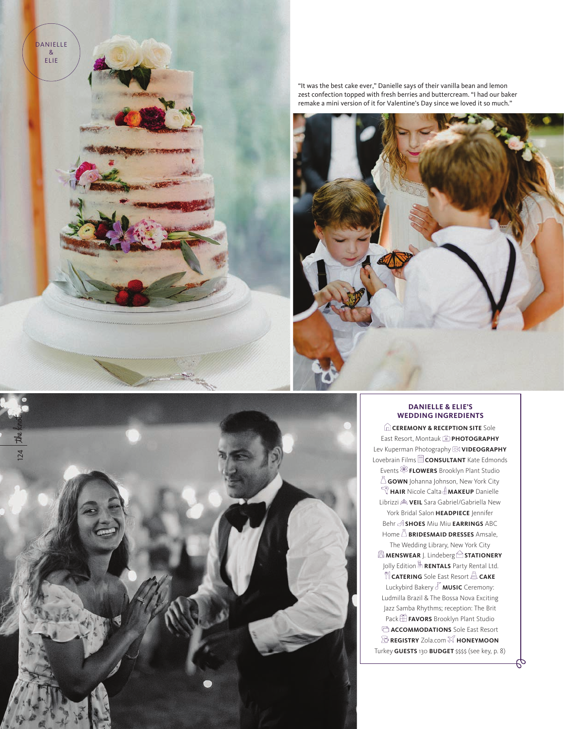DANIELLE & ELIE

"It was the best cake ever," Danielle says of their vanilla bean and lemon zest confection topped with fresh berries and buttercream. "I had our baker remake a mini version of it for Valentine's Day since we loved it so much."

## DANIELLE & ELIE'S WEDDING INGREDIENTS

**CEREMONY & RECEPTION SITE** Sole East Resort, Montauk **PHOTOGRAPHY** Lev Kuperman Photography **VIDEOGRAPHY** Lovebrain Films **CONSULTANT** Kate Edmonds Events **FLOWERS** Brooklyn Plant Studio **GOWN** Johanna Johnson, New York City **HAIR** Nicole Calta **MAKEUP** Danielle Librizzi **VEIL** Sara Gabriel/Gabriella New York Bridal Salon **HEADPIECE** Jennifer Behr **SHOES** Miu Miu **EARRINGS** ABC Home **BRIDESMAID DRESSES** Amsale, The Wedding Library, New York City **MENSWEAR** J. Lindeberg **STATIONERY** Jolly Edition **RENTALS** Party Rental Ltd. **CATERING** Sole East Resort **CAKE** Luckybird Bakery **MUSIC** Ceremony: Ludmilla Brazil & The Bossa Nova Exciting Jazz Samba Rhythms; reception: The Brit Pack **FAVORS** Brooklyn Plant Studio **ACCOMMODATIONS** Sole East Resort **REGISTRY** Zola.com **HONEYMOON** Turkey **GUESTS** 130 **BUDGET** $$$$ (see key, p. 8)